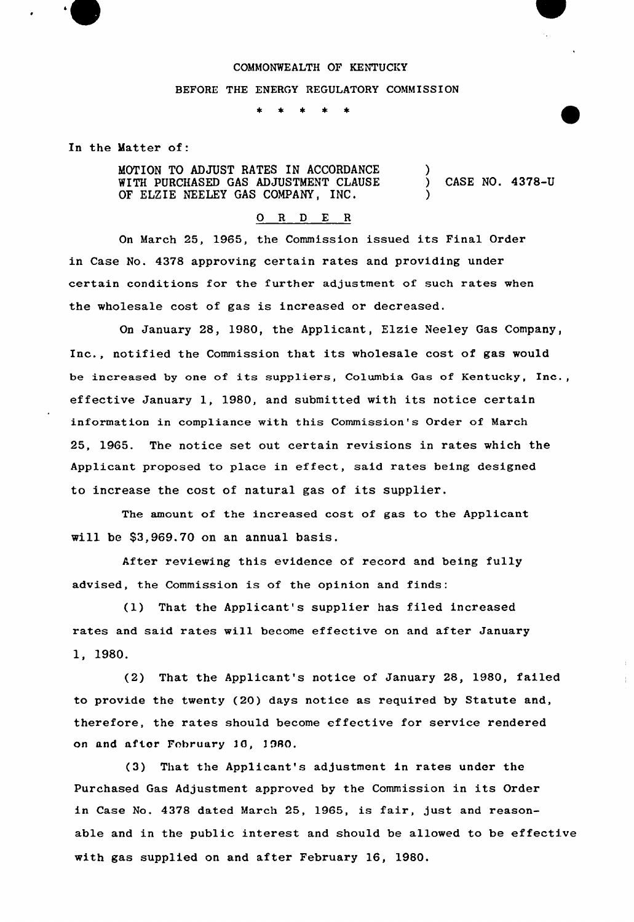COMMONWEALTH OF KENTUCKY

BEFORE THE ENERGY REGULATORY COMMISSION

\* \* \* \* \*

In the Matter of:

MOTION TO ADJUST RATES IN ACCORDANCE WITH PURCHASED GAS ADJUSTMENT CLAUSE OF ELZIE NEELEY GAS COMPANY, INC. ) CASE NO. 4378-U

## O R D E R

On March 25, 1965, the Commission issued its Final Order in Case No. 4378 approving certain rates and providing under certain conditions for the further adjustment of such rates when the wholesale cost of gas is increased or decreased.

On January 28, 1980, the Applicant, Elzie Neeley Gas Company, Inc., notified the Commission that its wholesale cost of gas would be increased by one of its suppliers, Columbia Gas of Kentucky, Inc., effective January 1, 1980, and submitted with its notice certain information in compliance with this Commission's Order of March 25, 1965. The notice set out certain revisions in rates which the Applicant proposed to place in effect, said rates being designed to increase the cost of natural gas of its supplier.

The amount of the increased cost of gas to the Applicant will be $3,969.70 on an annual basis.

After reviewing this evidence of record and being fully advised, the Commission is of the opinion and finds:

(1) That the Applicant's supplier has filed increased rates and said rates will become effective on and after January 1, 1980.

(2) That the Applicant's notice of January 28, 1980, failed to provide the twenty (20) days notice as required by Statute and, therefore, the rates should become effective for service rendered on and after February 16, 1980.

(3) That the Applicant's adjustment in rates under the Purchased Gas Adjustment approved by the Commission in its Order in Case No. 4378 dated March 25, 1965, is fair, just and reasonable and in the public interest and should be allowed to be effective with gas supplied on and after February 16, 1980.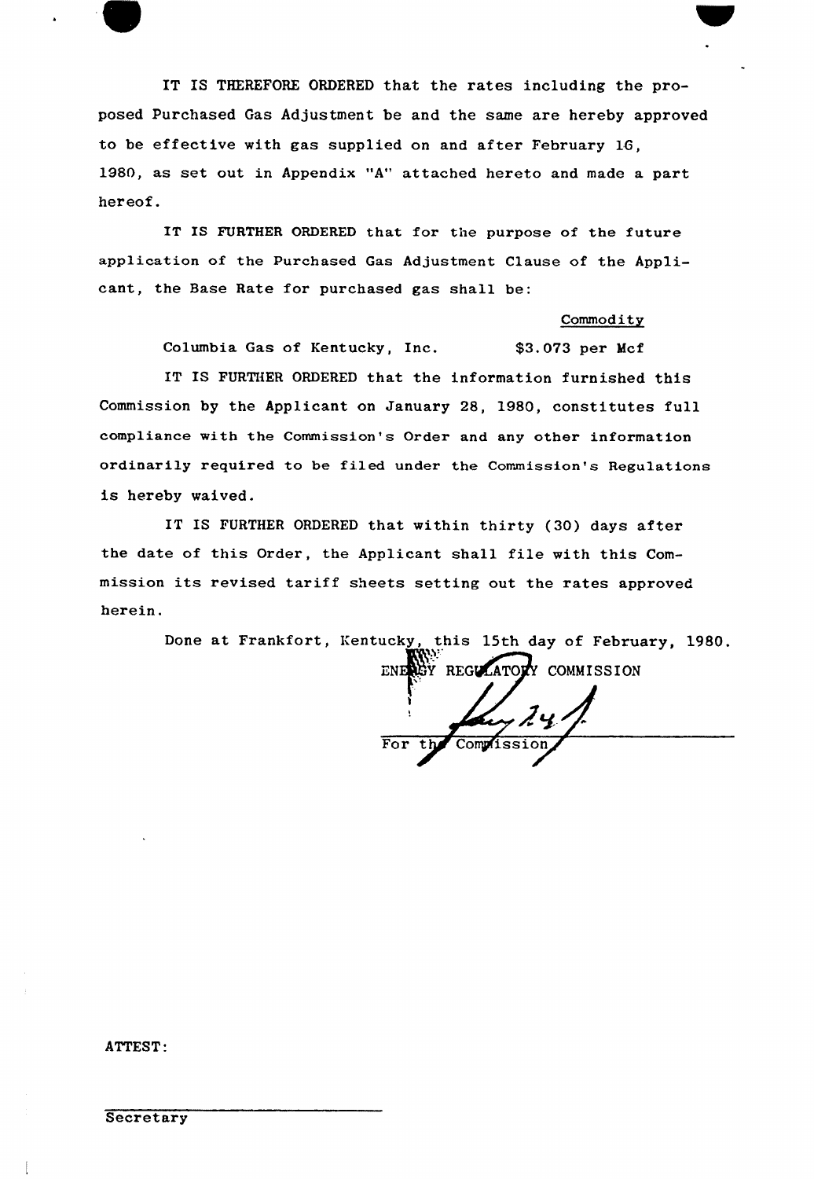IT IS THEREFORE ORDERED that the rates including the proposed Purchased Gas Adjustment be and the same are hereby approved to be effective with gas supplied on and after February 16, 1980, as set out in Appendix "A" attached hereto and made a part hereof.

IT IS FURTHER ORDERED that for the purpose of the future application of the Purchased Gas Adjustment Clause of the Applicant, the Base Rate for purchased gas shall be:

| | Commodity |
|---|---|
| Columbia Gas of Kentucky, Inc. | $3.073 per Mcf |

IT IS FURTHER ORDERED that the information furnished this Commission by the Applicant on January 28, 1980, constitutes full compliance with the Commission's Order and any other information ordinarily required to be filed under the Commission's Regulations is hereby waived.

IT IS FURTHER ORDERED that within thirty (30) days after the date of this Order, the Applicant shall file with this Commission its revised tariff sheets setting out the rates approved herein.

Done at Frankfort, Kentucky, this 15th day of February, 1980.

ENERGY REGULATORY COMMISSION

For the Commission

ATTEST:

Secretary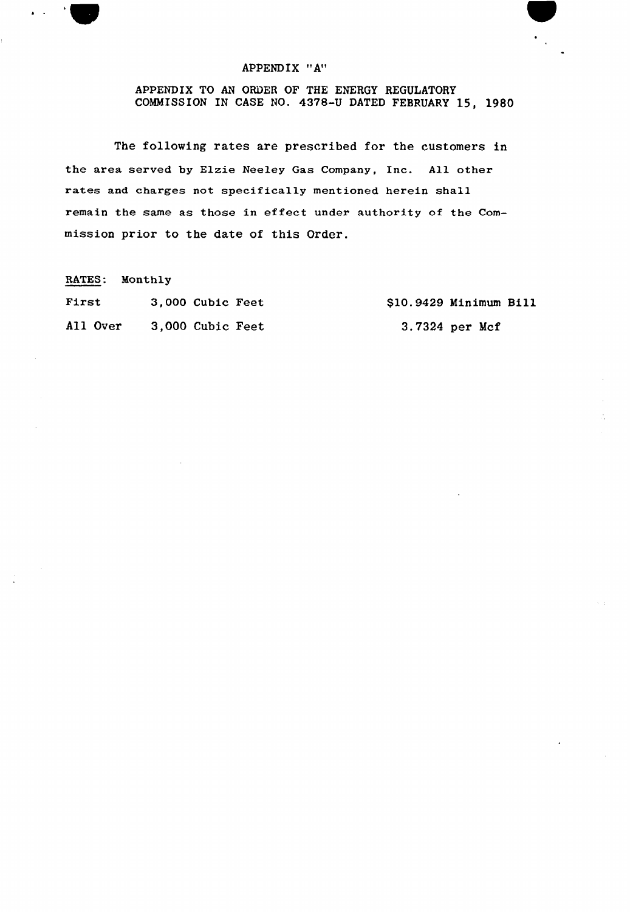# APPENDIX "A"

APPENDIX TO AN ORDER OF THE ENERGY REGULATORY COMMISSION IN CASE NO. 4378-U DATED FEBRUARY 15, 1980

The following rates are prescribed for the customers in the area served by Elzie Neeley Gas Company, Inc. All other rates and charges not specifically mentioned herein shall remain the same as those in effect under authority of the Commission prior to the date of this Order.

RATES: Monthly

| | | |
|---|---|---|
| First | 3,000 Cubic Feet | $10.9429 Minimum Bill |
| All Over | 3,000 Cubic Feet | 3.7324 per Mcf |